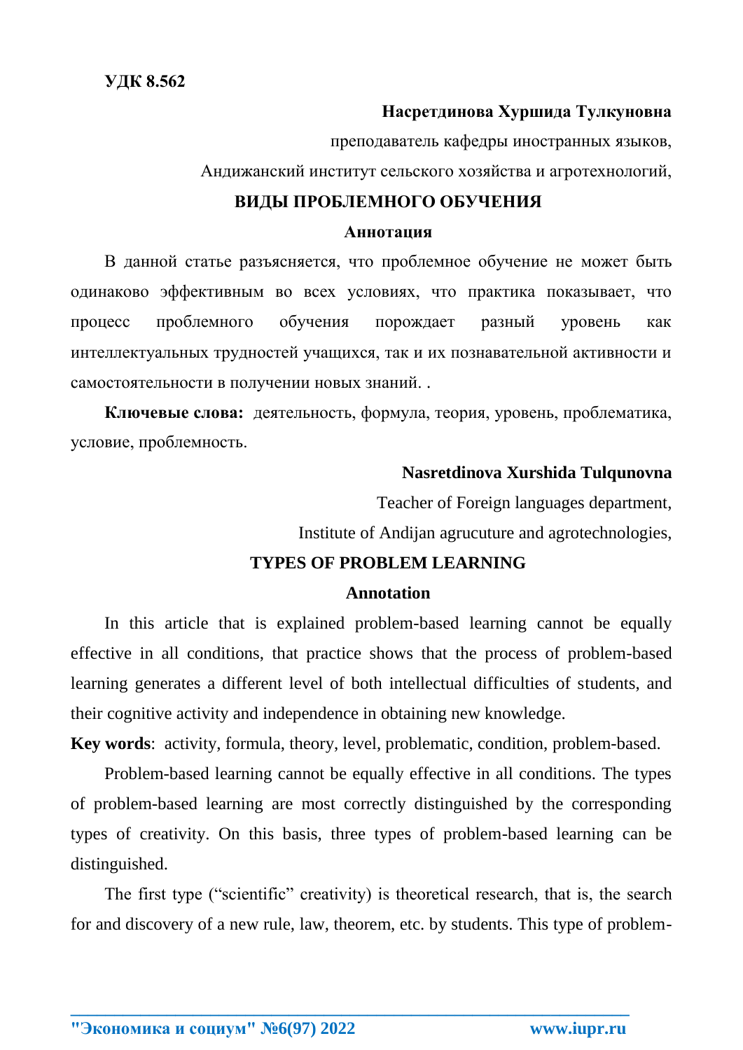**УДК 8.562**

**Насретдинова Хуршида Тулкуновна**

преподаватель кафедры иностранных языков,

Андижанский институт сельского хозяйства и агротехнологий,

## ВИДЫ ПРОБЛЕМНОГО ОБУЧЕНИЯ

### Аннотация

В данной статье разъясняется, что проблемное обучение не может быть одинаково эффективным во всех условиях, что практика показывает, что процесс проблемного обучения порождает разный уровень как интеллектуальных трудностей учащихся, так и их познавательной активности и самостоятельности в получении новых знаний. .

**Ключевые слова:** деятельность, формула, теория, уровень, проблематика, условие, проблемность.

**Nasretdinova Xurshida Tulqunovna**

Teacher of Foreign languages department,

Institute of Andijan agrucuture and agrotechnologies,

## TYPES OF PROBLEM LEARNING

### Annotation

In this article that is explained problem-based learning cannot be equally effective in all conditions, that practice shows that the process of problem-based learning generates a different level of both intellectual difficulties of students, and their cognitive activity and independence in obtaining new knowledge.

**Key words**: activity, formula, theory, level, problematic, condition, problem-based.

Problem-based learning cannot be equally effective in all conditions. The types of problem-based learning are most correctly distinguished by the corresponding types of creativity. On this basis, three types of problem-based learning can be distinguished.

The first type (“scientific” creativity) is theoretical research, that is, the search for and discovery of a new rule, law, theorem, etc. by students. This type of problem-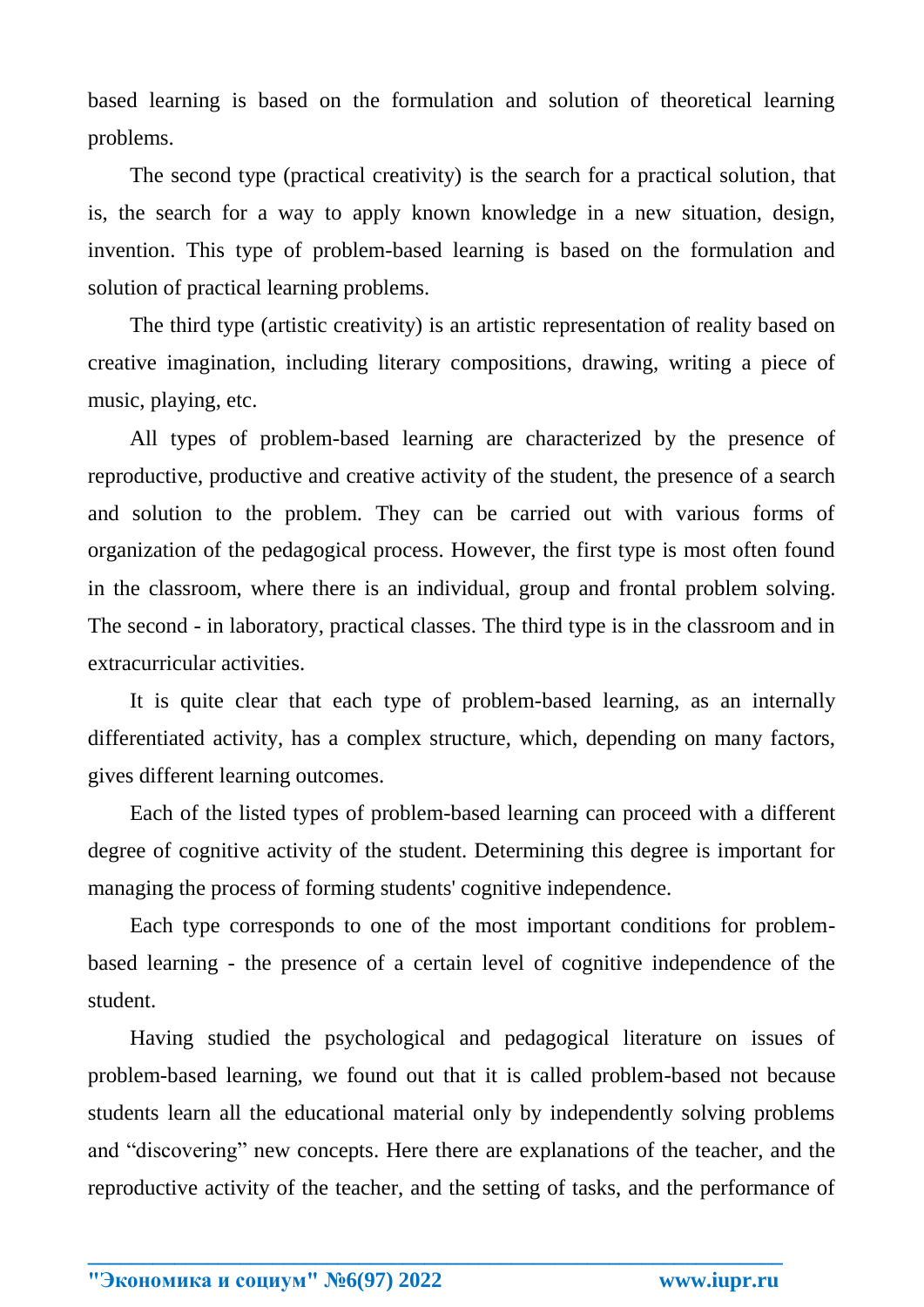based learning is based on the formulation and solution of theoretical learning problems.

The second type (practical creativity) is the search for a practical solution, that is, the search for a way to apply known knowledge in a new situation, design, invention. This type of problem-based learning is based on the formulation and solution of practical learning problems.

The third type (artistic creativity) is an artistic representation of reality based on creative imagination, including literary compositions, drawing, writing a piece of music, playing, etc.

All types of problem-based learning are characterized by the presence of reproductive, productive and creative activity of the student, the presence of a search and solution to the problem. They can be carried out with various forms of organization of the pedagogical process. However, the first type is most often found in the classroom, where there is an individual, group and frontal problem solving. The second - in laboratory, practical classes. The third type is in the classroom and in extracurricular activities.

It is quite clear that each type of problem-based learning, as an internally differentiated activity, has a complex structure, which, depending on many factors, gives different learning outcomes.

Each of the listed types of problem-based learning can proceed with a different degree of cognitive activity of the student. Determining this degree is important for managing the process of forming students' cognitive independence.

Each type corresponds to one of the most important conditions for problem-based learning - the presence of a certain level of cognitive independence of the student.

Having studied the psychological and pedagogical literature on issues of problem-based learning, we found out that it is called problem-based not because students learn all the educational material only by independently solving problems and "discovering" new concepts. Here there are explanations of the teacher, and the reproductive activity of the teacher, and the setting of tasks, and the performance of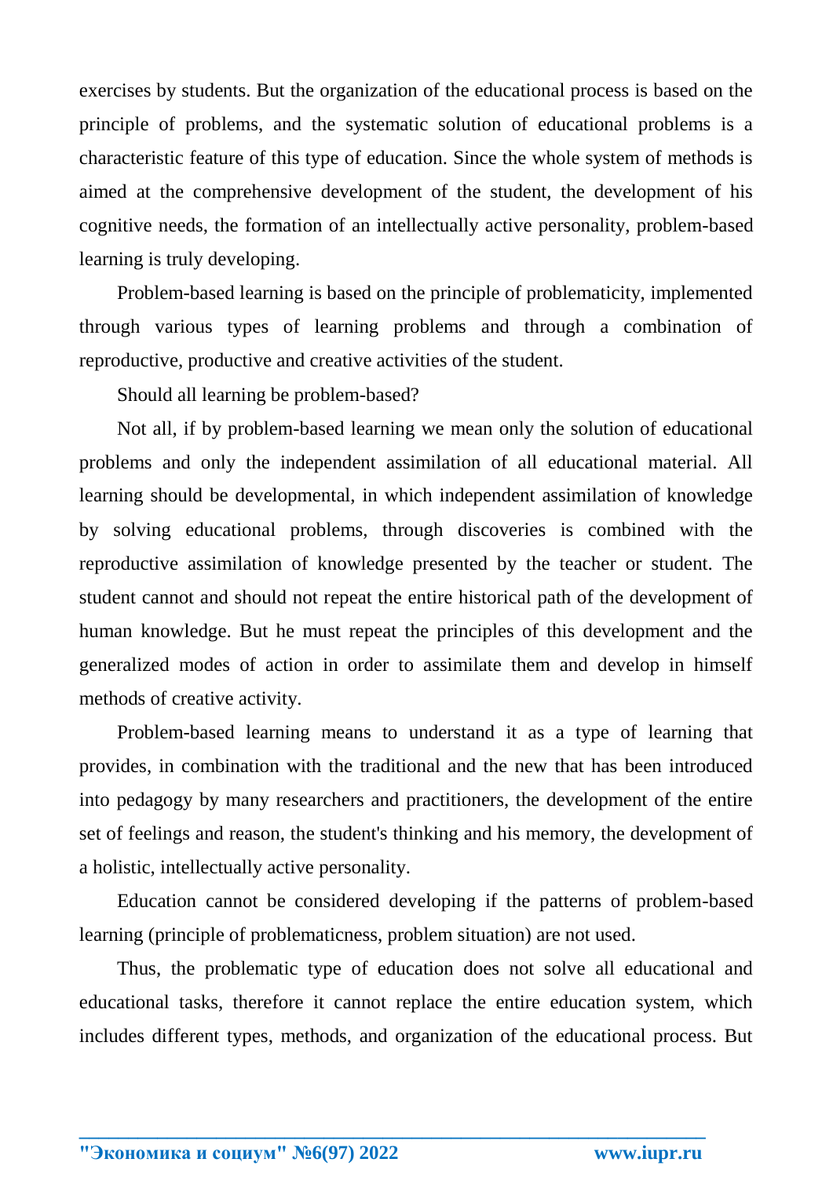exercises by students. But the organization of the educational process is based on the principle of problems, and the systematic solution of educational problems is a characteristic feature of this type of education. Since the whole system of methods is aimed at the comprehensive development of the student, the development of his cognitive needs, the formation of an intellectually active personality, problem-based learning is truly developing.

Problem-based learning is based on the principle of problematicity, implemented through various types of learning problems and through a combination of reproductive, productive and creative activities of the student.

Should all learning be problem-based?

Not all, if by problem-based learning we mean only the solution of educational problems and only the independent assimilation of all educational material. All learning should be developmental, in which independent assimilation of knowledge by solving educational problems, through discoveries is combined with the reproductive assimilation of knowledge presented by the teacher or student. The student cannot and should not repeat the entire historical path of the development of human knowledge. But he must repeat the principles of this development and the generalized modes of action in order to assimilate them and develop in himself methods of creative activity.

Problem-based learning means to understand it as a type of learning that provides, in combination with the traditional and the new that has been introduced into pedagogy by many researchers and practitioners, the development of the entire set of feelings and reason, the student's thinking and his memory, the development of a holistic, intellectually active personality.

Education cannot be considered developing if the patterns of problem-based learning (principle of problematicness, problem situation) are not used.

Thus, the problematic type of education does not solve all educational and educational tasks, therefore it cannot replace the entire education system, which includes different types, methods, and organization of the educational process. But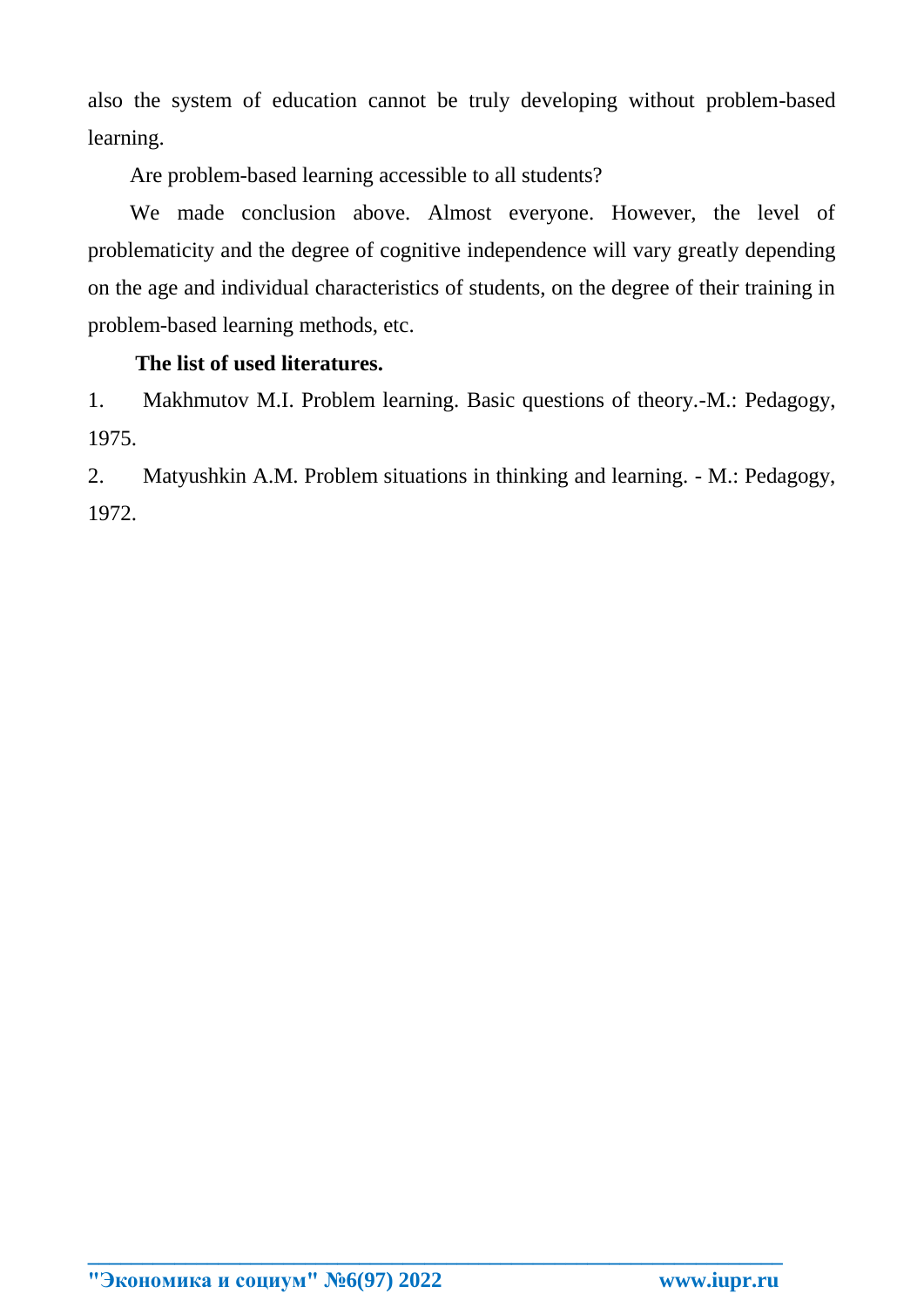also the system of education cannot be truly developing without problem-based learning.

Are problem-based learning accessible to all students?

We made conclusion above. Almost everyone. However, the level of problematicity and the degree of cognitive independence will vary greatly depending on the age and individual characteristics of students, on the degree of their training in problem-based learning methods, etc.

**The list of used literatures.**

1. Makhmutov M.I. Problem learning. Basic questions of theory.-M.: Pedagogy, 1975.
2. Matyushkin A.M. Problem situations in thinking and learning. - M.: Pedagogy, 1972.